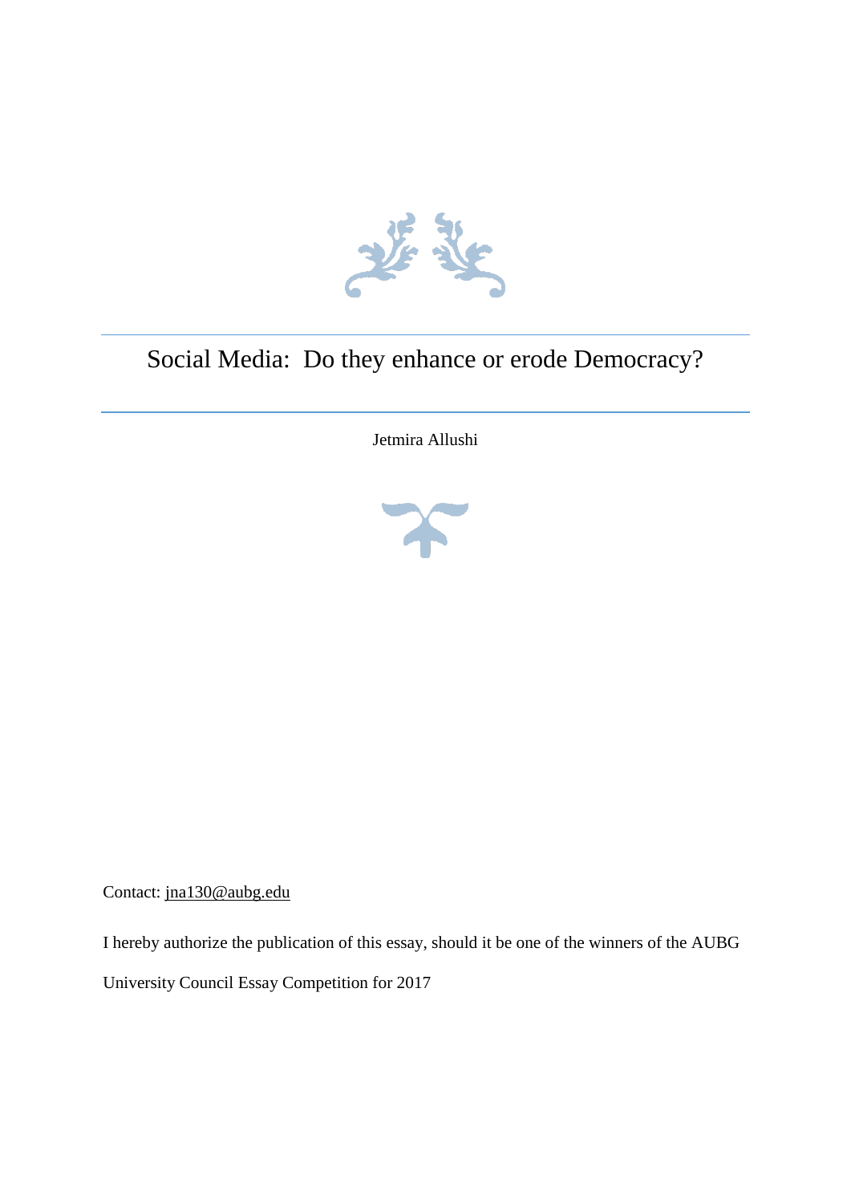# Social Media: Do they enhance or erode Democracy?

Jetmira Allushi

Contact: jna130@aubg.edu

I hereby authorize the publication of this essay, should it be one of the winners of the AUBG University Council Essay Competition for 2017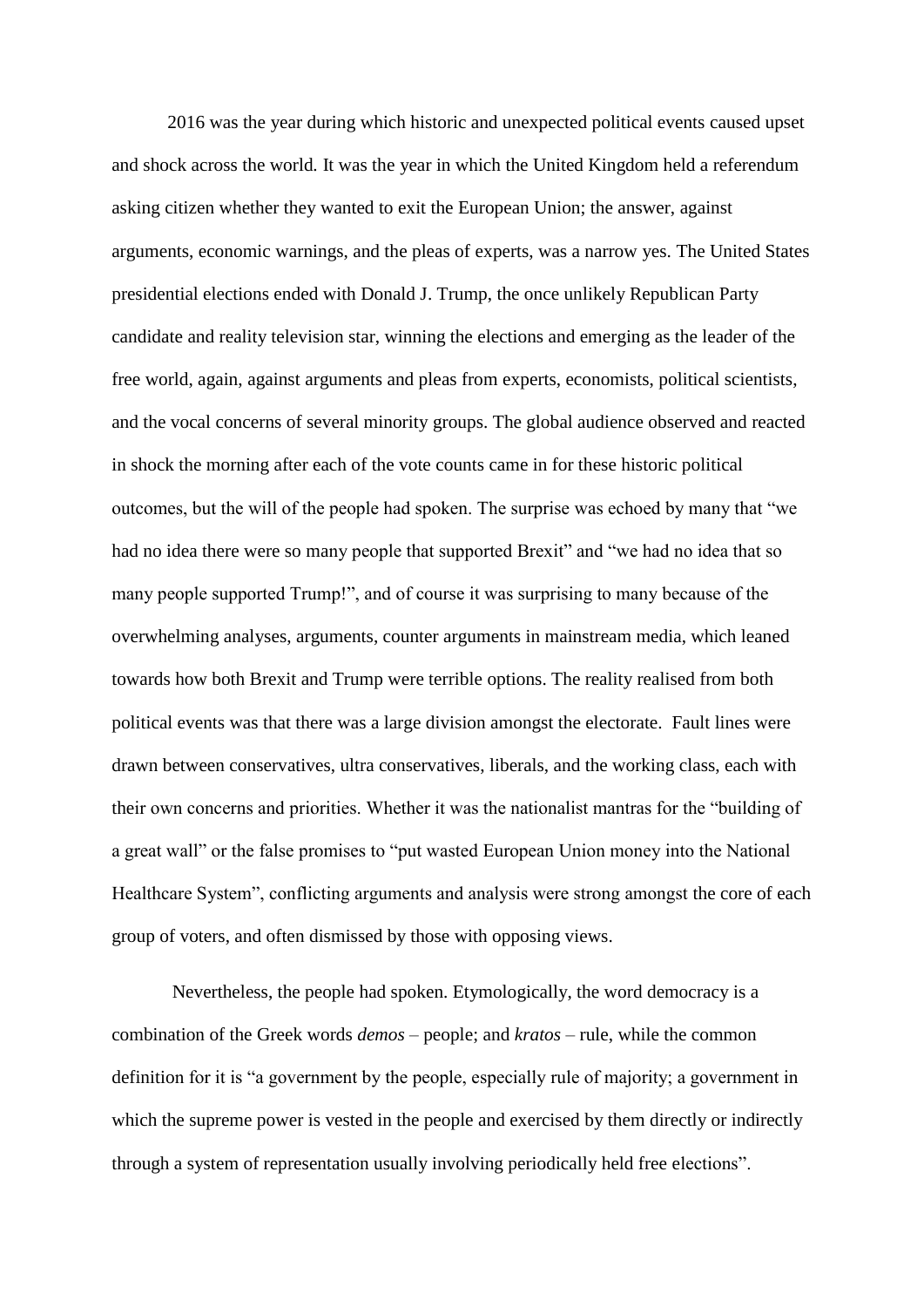2016 was the year during which historic and unexpected political events caused upset and shock across the world. It was the year in which the United Kingdom held a referendum asking citizen whether they wanted to exit the European Union; the answer, against arguments, economic warnings, and the pleas of experts, was a narrow yes. The United States presidential elections ended with Donald J. Trump, the once unlikely Republican Party candidate and reality television star, winning the elections and emerging as the leader of the free world, again, against arguments and pleas from experts, economists, political scientists, and the vocal concerns of several minority groups. The global audience observed and reacted in shock the morning after each of the vote counts came in for these historic political outcomes, but the will of the people had spoken. The surprise was echoed by many that "we had no idea there were so many people that supported Brexit" and "we had no idea that so many people supported Trump!", and of course it was surprising to many because of the overwhelming analyses, arguments, counter arguments in mainstream media, which leaned towards how both Brexit and Trump were terrible options. The reality realised from both political events was that there was a large division amongst the electorate. Fault lines were drawn between conservatives, ultra conservatives, liberals, and the working class, each with their own concerns and priorities. Whether it was the nationalist mantras for the "building of a great wall" or the false promises to "put wasted European Union money into the National Healthcare System", conflicting arguments and analysis were strong amongst the core of each group of voters, and often dismissed by those with opposing views.

Nevertheless, the people had spoken. Etymologically, the word democracy is a combination of the Greek words *demos* – people; and *kratos* – rule, while the common definition for it is "a government by the people, especially rule of majority; a government in which the supreme power is vested in the people and exercised by them directly or indirectly through a system of representation usually involving periodically held free elections".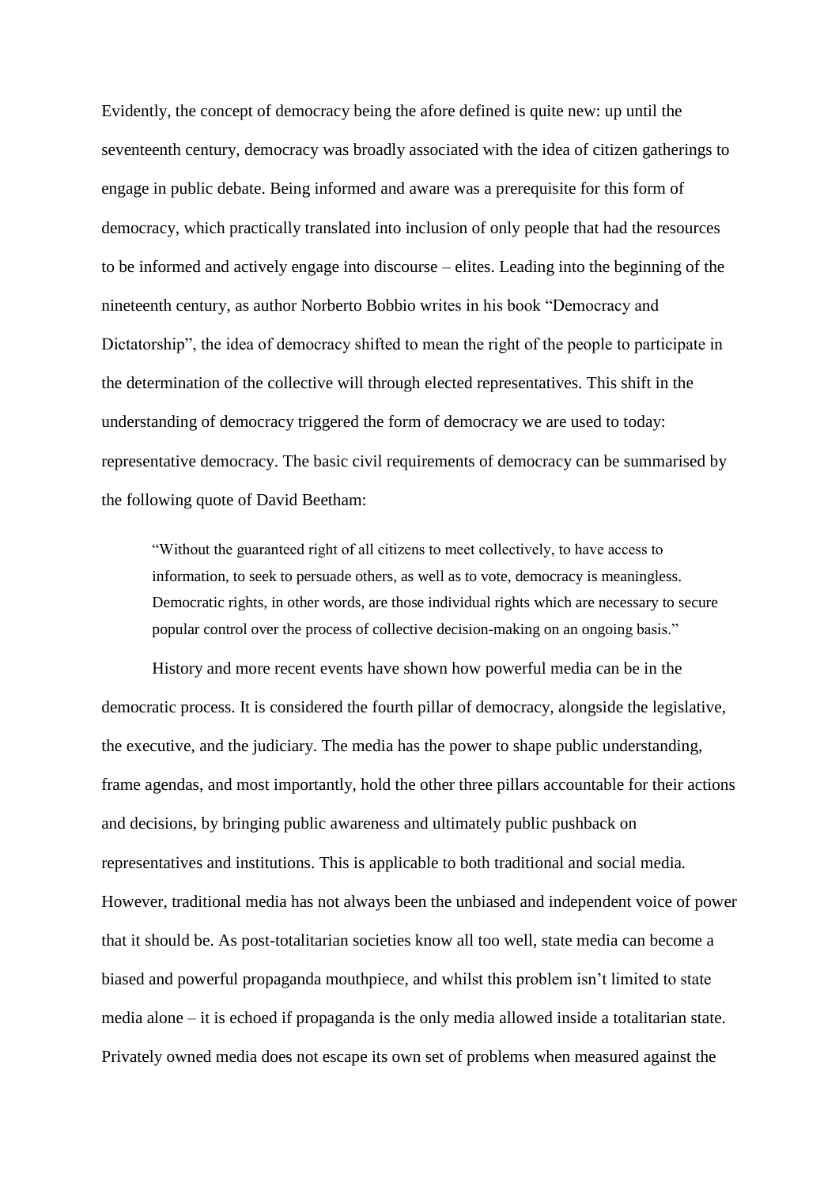Evidently, the concept of democracy being the afore defined is quite new: up until the seventeenth century, democracy was broadly associated with the idea of citizen gatherings to engage in public debate. Being informed and aware was a prerequisite for this form of democracy, which practically translated into inclusion of only people that had the resources to be informed and actively engage into discourse – elites. Leading into the beginning of the nineteenth century, as author Norberto Bobbio writes in his book "Democracy and Dictatorship", the idea of democracy shifted to mean the right of the people to participate in the determination of the collective will through elected representatives. This shift in the understanding of democracy triggered the form of democracy we are used to today: representative democracy. The basic civil requirements of democracy can be summarised by the following quote of David Beetham:

> "Without the guaranteed right of all citizens to meet collectively, to have access to information, to seek to persuade others, as well as to vote, democracy is meaningless. Democratic rights, in other words, are those individual rights which are necessary to secure popular control over the process of collective decision-making on an ongoing basis."

History and more recent events have shown how powerful media can be in the democratic process. It is considered the fourth pillar of democracy, alongside the legislative, the executive, and the judiciary. The media has the power to shape public understanding, frame agendas, and most importantly, hold the other three pillars accountable for their actions and decisions, by bringing public awareness and ultimately public pushback on representatives and institutions. This is applicable to both traditional and social media. However, traditional media has not always been the unbiased and independent voice of power that it should be. As post-totalitarian societies know all too well, state media can become a biased and powerful propaganda mouthpiece, and whilst this problem isn't limited to state media alone – it is echoed if propaganda is the only media allowed inside a totalitarian state. Privately owned media does not escape its own set of problems when measured against the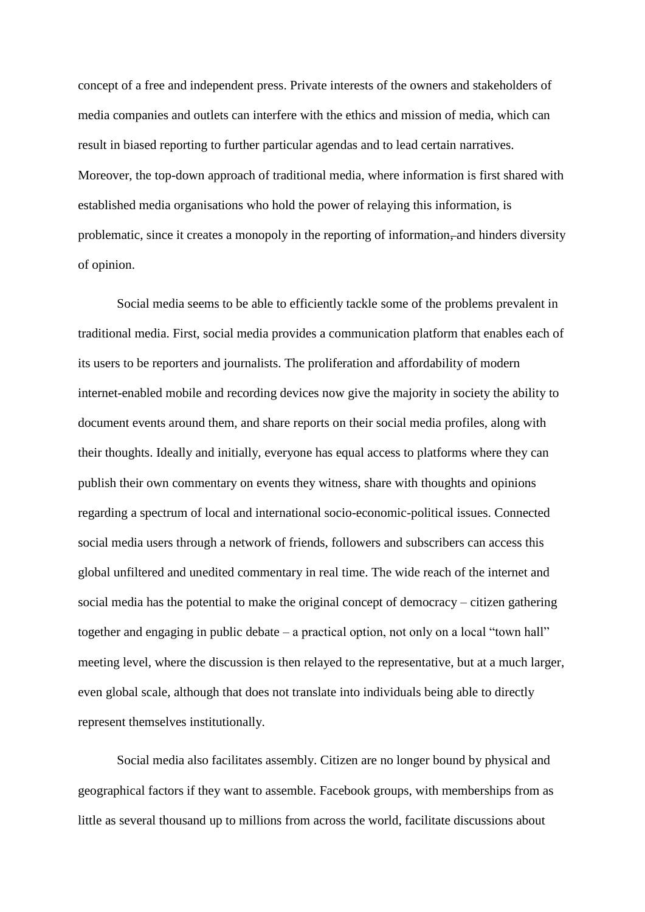concept of a free and independent press. Private interests of the owners and stakeholders of media companies and outlets can interfere with the ethics and mission of media, which can result in biased reporting to further particular agendas and to lead certain narratives. Moreover, the top-down approach of traditional media, where information is first shared with established media organisations who hold the power of relaying this information, is problematic, since it creates a monopoly in the reporting of information~~,~~ and hinders diversity of opinion.

Social media seems to be able to efficiently tackle some of the problems prevalent in traditional media. First, social media provides a communication platform that enables each of its users to be reporters and journalists. The proliferation and affordability of modern internet-enabled mobile and recording devices now give the majority in society the ability to document events around them, and share reports on their social media profiles, along with their thoughts. Ideally and initially, everyone has equal access to platforms where they can publish their own commentary on events they witness, share with thoughts and opinions regarding a spectrum of local and international socio-economic-political issues. Connected social media users through a network of friends, followers and subscribers can access this global unfiltered and unedited commentary in real time. The wide reach of the internet and social media has the potential to make the original concept of democracy – citizen gathering together and engaging in public debate – a practical option, not only on a local "town hall" meeting level, where the discussion is then relayed to the representative, but at a much larger, even global scale, although that does not translate into individuals being able to directly represent themselves institutionally.

Social media also facilitates assembly. Citizen are no longer bound by physical and geographical factors if they want to assemble. Facebook groups, with memberships from as little as several thousand up to millions from across the world, facilitate discussions about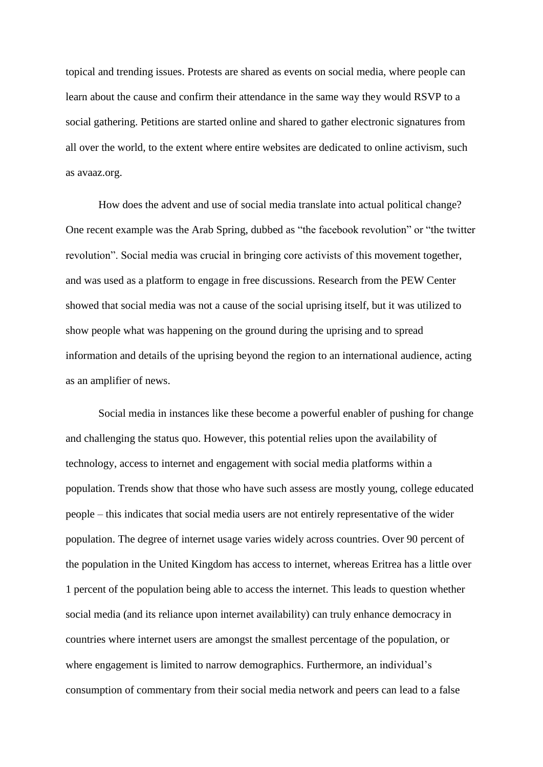topical and trending issues. Protests are shared as events on social media, where people can learn about the cause and confirm their attendance in the same way they would RSVP to a social gathering. Petitions are started online and shared to gather electronic signatures from all over the world, to the extent where entire websites are dedicated to online activism, such as avaaz.org.

How does the advent and use of social media translate into actual political change? One recent example was the Arab Spring, dubbed as "the facebook revolution" or "the twitter revolution". Social media was crucial in bringing core activists of this movement together, and was used as a platform to engage in free discussions. Research from the PEW Center showed that social media was not a cause of the social uprising itself, but it was utilized to show people what was happening on the ground during the uprising and to spread information and details of the uprising beyond the region to an international audience, acting as an amplifier of news.

Social media in instances like these become a powerful enabler of pushing for change and challenging the status quo. However, this potential relies upon the availability of technology, access to internet and engagement with social media platforms within a population. Trends show that those who have such assess are mostly young, college educated people – this indicates that social media users are not entirely representative of the wider population. The degree of internet usage varies widely across countries. Over 90 percent of the population in the United Kingdom has access to internet, whereas Eritrea has a little over 1 percent of the population being able to access the internet. This leads to question whether social media (and its reliance upon internet availability) can truly enhance democracy in countries where internet users are amongst the smallest percentage of the population, or where engagement is limited to narrow demographics. Furthermore, an individual's consumption of commentary from their social media network and peers can lead to a false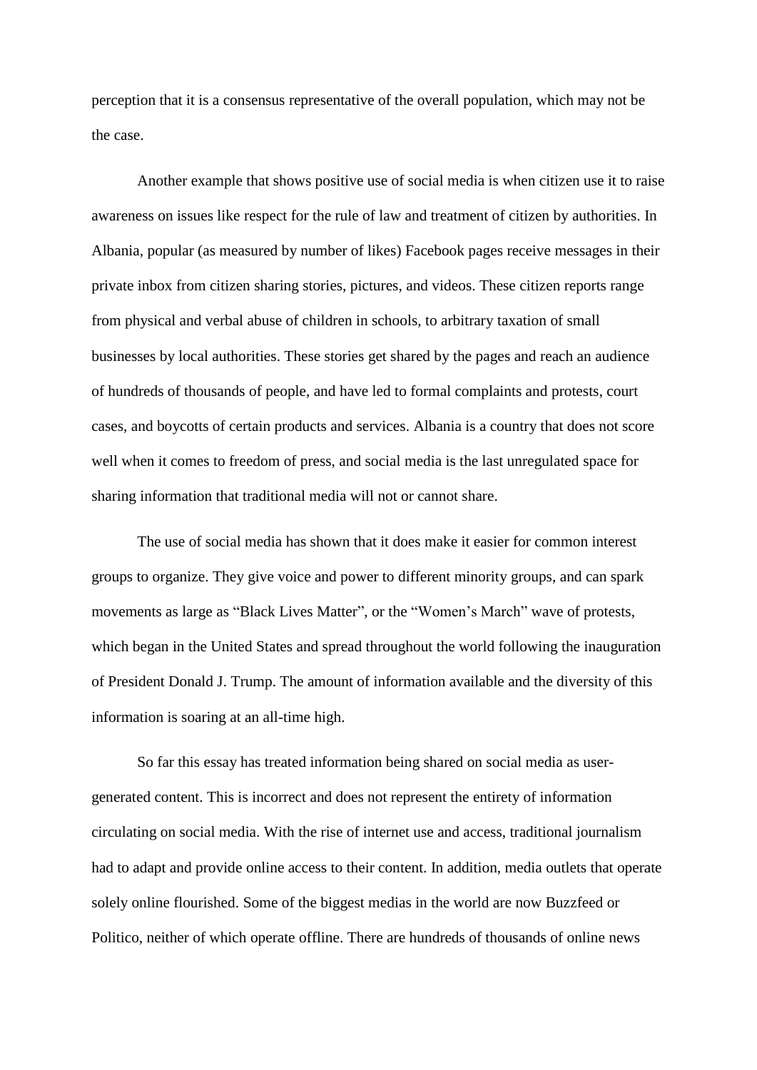perception that it is a consensus representative of the overall population, which may not be the case.

Another example that shows positive use of social media is when citizen use it to raise awareness on issues like respect for the rule of law and treatment of citizen by authorities. In Albania, popular (as measured by number of likes) Facebook pages receive messages in their private inbox from citizen sharing stories, pictures, and videos. These citizen reports range from physical and verbal abuse of children in schools, to arbitrary taxation of small businesses by local authorities. These stories get shared by the pages and reach an audience of hundreds of thousands of people, and have led to formal complaints and protests, court cases, and boycotts of certain products and services. Albania is a country that does not score well when it comes to freedom of press, and social media is the last unregulated space for sharing information that traditional media will not or cannot share.

The use of social media has shown that it does make it easier for common interest groups to organize. They give voice and power to different minority groups, and can spark movements as large as "Black Lives Matter", or the "Women's March" wave of protests, which began in the United States and spread throughout the world following the inauguration of President Donald J. Trump. The amount of information available and the diversity of this information is soaring at an all-time high.

So far this essay has treated information being shared on social media as user-generated content. This is incorrect and does not represent the entirety of information circulating on social media. With the rise of internet use and access, traditional journalism had to adapt and provide online access to their content. In addition, media outlets that operate solely online flourished. Some of the biggest medias in the world are now Buzzfeed or Politico, neither of which operate offline. There are hundreds of thousands of online news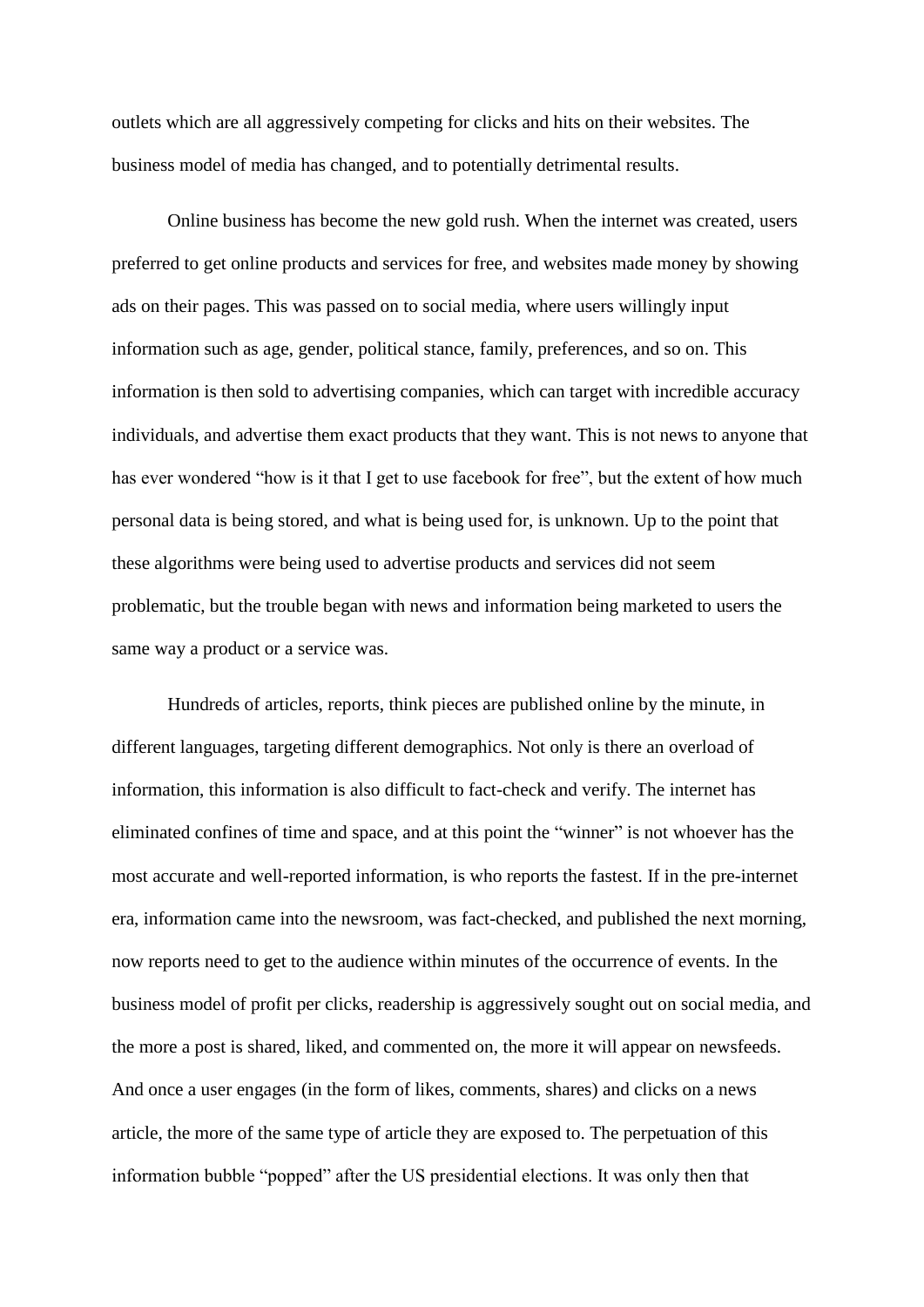outlets which are all aggressively competing for clicks and hits on their websites. The business model of media has changed, and to potentially detrimental results.

Online business has become the new gold rush. When the internet was created, users preferred to get online products and services for free, and websites made money by showing ads on their pages. This was passed on to social media, where users willingly input information such as age, gender, political stance, family, preferences, and so on. This information is then sold to advertising companies, which can target with incredible accuracy individuals, and advertise them exact products that they want. This is not news to anyone that has ever wondered "how is it that I get to use facebook for free", but the extent of how much personal data is being stored, and what is being used for, is unknown. Up to the point that these algorithms were being used to advertise products and services did not seem problematic, but the trouble began with news and information being marketed to users the same way a product or a service was.

Hundreds of articles, reports, think pieces are published online by the minute, in different languages, targeting different demographics. Not only is there an overload of information, this information is also difficult to fact-check and verify. The internet has eliminated confines of time and space, and at this point the "winner" is not whoever has the most accurate and well-reported information, is who reports the fastest. If in the pre-internet era, information came into the newsroom, was fact-checked, and published the next morning, now reports need to get to the audience within minutes of the occurrence of events. In the business model of profit per clicks, readership is aggressively sought out on social media, and the more a post is shared, liked, and commented on, the more it will appear on newsfeeds. And once a user engages (in the form of likes, comments, shares) and clicks on a news article, the more of the same type of article they are exposed to. The perpetuation of this information bubble "popped" after the US presidential elections. It was only then that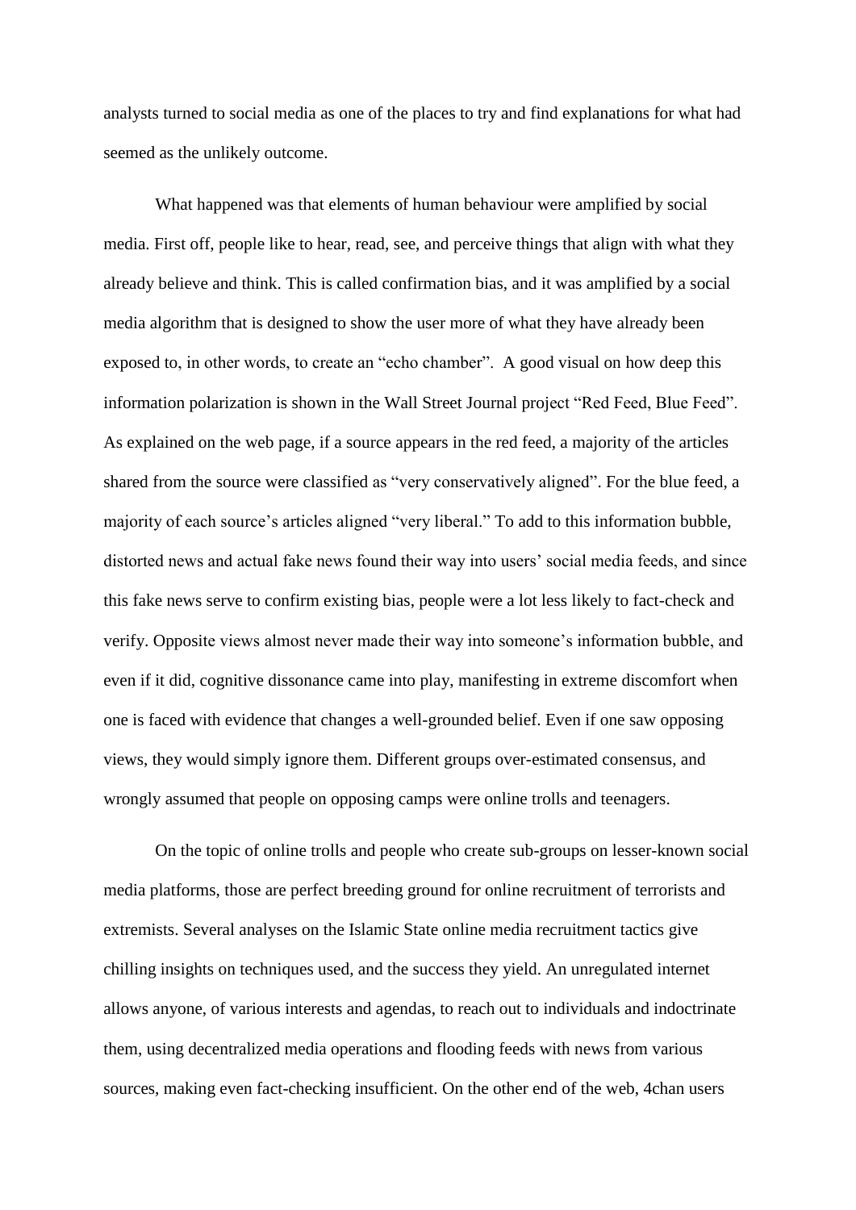analysts turned to social media as one of the places to try and find explanations for what had seemed as the unlikely outcome.

What happened was that elements of human behaviour were amplified by social media. First off, people like to hear, read, see, and perceive things that align with what they already believe and think. This is called confirmation bias, and it was amplified by a social media algorithm that is designed to show the user more of what they have already been exposed to, in other words, to create an "echo chamber". A good visual on how deep this information polarization is shown in the Wall Street Journal project "Red Feed, Blue Feed". As explained on the web page, if a source appears in the red feed, a majority of the articles shared from the source were classified as "very conservatively aligned". For the blue feed, a majority of each source's articles aligned "very liberal." To add to this information bubble, distorted news and actual fake news found their way into users' social media feeds, and since this fake news serve to confirm existing bias, people were a lot less likely to fact-check and verify. Opposite views almost never made their way into someone's information bubble, and even if it did, cognitive dissonance came into play, manifesting in extreme discomfort when one is faced with evidence that changes a well-grounded belief. Even if one saw opposing views, they would simply ignore them. Different groups over-estimated consensus, and wrongly assumed that people on opposing camps were online trolls and teenagers.

On the topic of online trolls and people who create sub-groups on lesser-known social media platforms, those are perfect breeding ground for online recruitment of terrorists and extremists. Several analyses on the Islamic State online media recruitment tactics give chilling insights on techniques used, and the success they yield. An unregulated internet allows anyone, of various interests and agendas, to reach out to individuals and indoctrinate them, using decentralized media operations and flooding feeds with news from various sources, making even fact-checking insufficient. On the other end of the web, 4chan users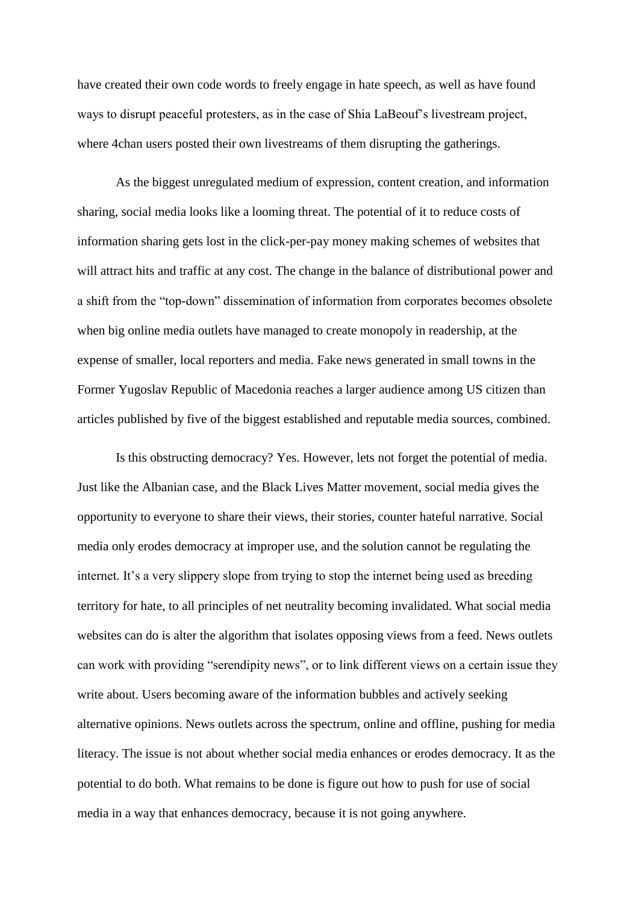have created their own code words to freely engage in hate speech, as well as have found ways to disrupt peaceful protesters, as in the case of Shia LaBeouf's livestream project, where 4chan users posted their own livestreams of them disrupting the gatherings.

As the biggest unregulated medium of expression, content creation, and information sharing, social media looks like a looming threat. The potential of it to reduce costs of information sharing gets lost in the click-per-pay money making schemes of websites that will attract hits and traffic at any cost. The change in the balance of distributional power and a shift from the "top-down" dissemination of information from corporates becomes obsolete when big online media outlets have managed to create monopoly in readership, at the expense of smaller, local reporters and media. Fake news generated in small towns in the Former Yugoslav Republic of Macedonia reaches a larger audience among US citizen than articles published by five of the biggest established and reputable media sources, combined.

Is this obstructing democracy? Yes. However, lets not forget the potential of media. Just like the Albanian case, and the Black Lives Matter movement, social media gives the opportunity to everyone to share their views, their stories, counter hateful narrative. Social media only erodes democracy at improper use, and the solution cannot be regulating the internet. It's a very slippery slope from trying to stop the internet being used as breeding territory for hate, to all principles of net neutrality becoming invalidated. What social media websites can do is alter the algorithm that isolates opposing views from a feed. News outlets can work with providing "serendipity news", or to link different views on a certain issue they write about. Users becoming aware of the information bubbles and actively seeking alternative opinions. News outlets across the spectrum, online and offline, pushing for media literacy. The issue is not about whether social media enhances or erodes democracy. It as the potential to do both. What remains to be done is figure out how to push for use of social media in a way that enhances democracy, because it is not going anywhere.